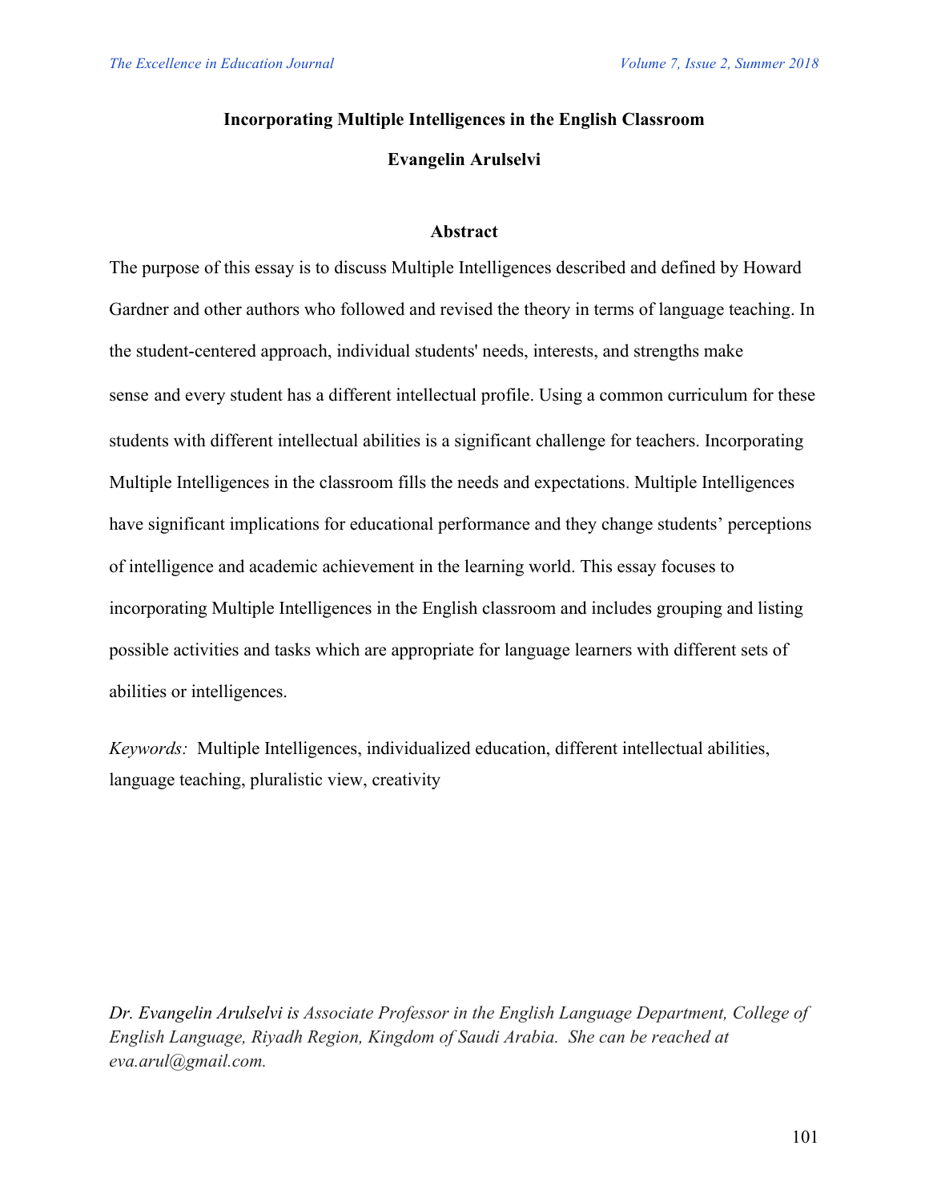# Incorporating Multiple Intelligences in the English Classroom

**Evangelin Arulselvi**

## Abstract

The purpose of this essay is to discuss Multiple Intelligences described and defined by Howard Gardner and other authors who followed and revised the theory in terms of language teaching. In the student-centered approach, individual students' needs, interests, and strengths make sense and every student has a different intellectual profile. Using a common curriculum for these students with different intellectual abilities is a significant challenge for teachers. Incorporating Multiple Intelligences in the classroom fills the needs and expectations. Multiple Intelligences have significant implications for educational performance and they change students' perceptions of intelligence and academic achievement in the learning world. This essay focuses to incorporating Multiple Intelligences in the English classroom and includes grouping and listing possible activities and tasks which are appropriate for language learners with different sets of abilities or intelligences.

*Keywords:* Multiple Intelligences, individualized education, different intellectual abilities, language teaching, pluralistic view, creativity

*Dr. Evangelin Arulselvi is Associate Professor in the English Language Department, College of English Language, Riyadh Region, Kingdom of Saudi Arabia. She can be reached at eva.arul@gmail.com.*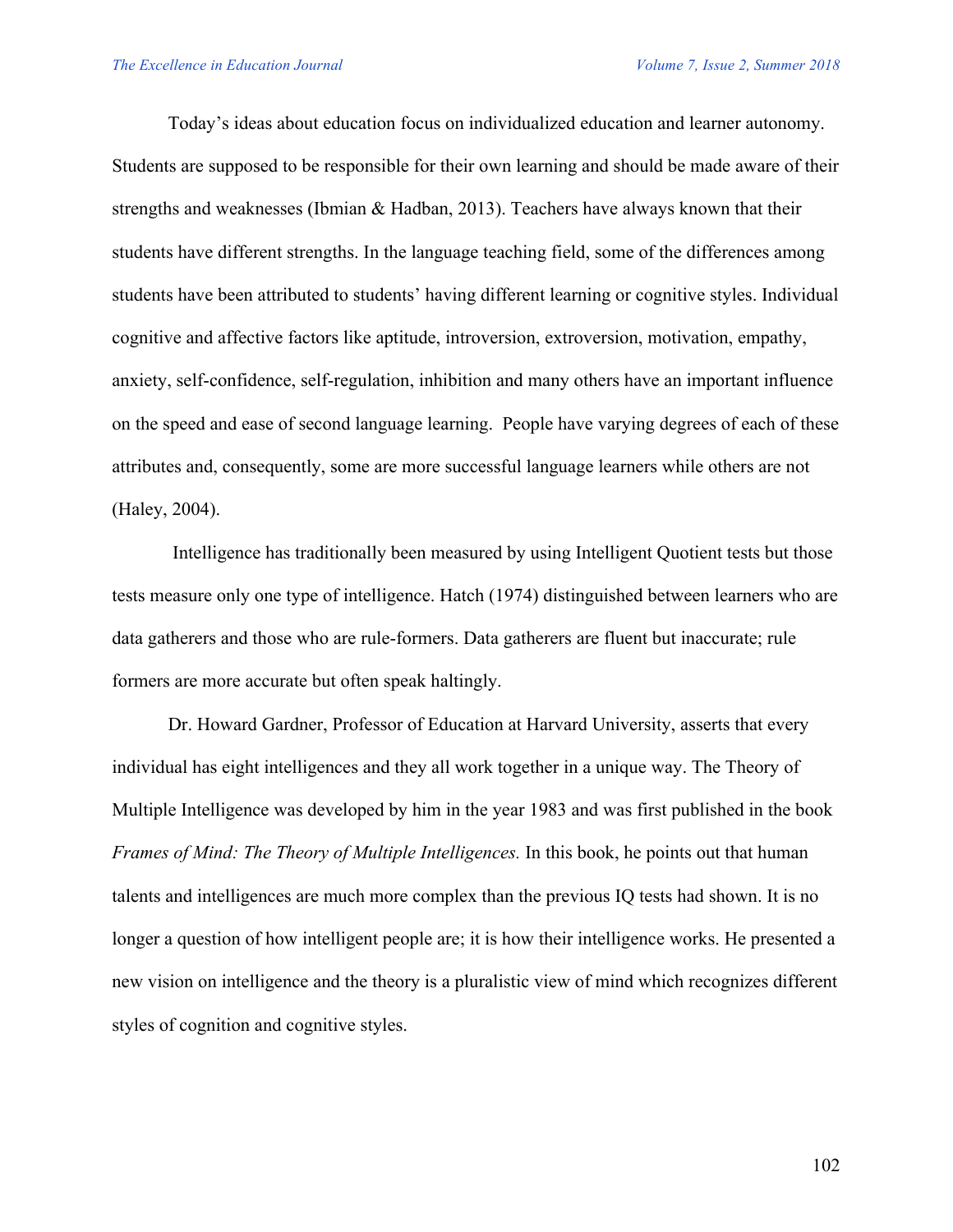Today's ideas about education focus on individualized education and learner autonomy. Students are supposed to be responsible for their own learning and should be made aware of their strengths and weaknesses (Ibmian & Hadban, 2013). Teachers have always known that their students have different strengths. In the language teaching field, some of the differences among students have been attributed to students' having different learning or cognitive styles. Individual cognitive and affective factors like aptitude, introversion, extroversion, motivation, empathy, anxiety, self-confidence, self-regulation, inhibition and many others have an important influence on the speed and ease of second language learning. People have varying degrees of each of these attributes and, consequently, some are more successful language learners while others are not (Haley, 2004).

Intelligence has traditionally been measured by using Intelligent Quotient tests but those tests measure only one type of intelligence. Hatch (1974) distinguished between learners who are data gatherers and those who are rule-formers. Data gatherers are fluent but inaccurate; rule formers are more accurate but often speak haltingly.

Dr. Howard Gardner, Professor of Education at Harvard University, asserts that every individual has eight intelligences and they all work together in a unique way. The Theory of Multiple Intelligence was developed by him in the year 1983 and was first published in the book *Frames of Mind: The Theory of Multiple Intelligences.* In this book, he points out that human talents and intelligences are much more complex than the previous IQ tests had shown. It is no longer a question of how intelligent people are; it is how their intelligence works. He presented a new vision on intelligence and the theory is a pluralistic view of mind which recognizes different styles of cognition and cognitive styles.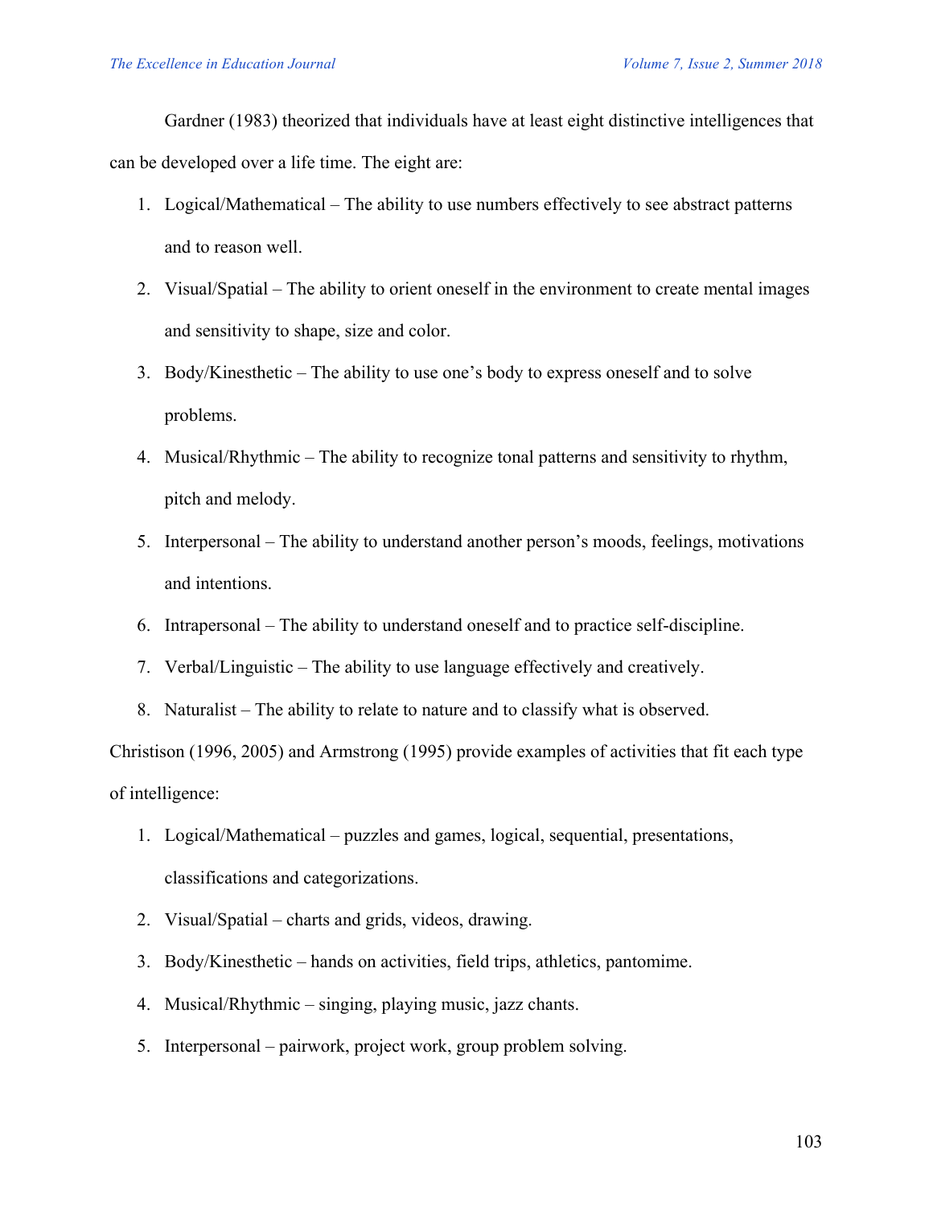Gardner (1983) theorized that individuals have at least eight distinctive intelligences that can be developed over a life time. The eight are:

1. Logical/Mathematical – The ability to use numbers effectively to see abstract patterns and to reason well.
2. Visual/Spatial – The ability to orient oneself in the environment to create mental images and sensitivity to shape, size and color.
3. Body/Kinesthetic – The ability to use one's body to express oneself and to solve problems.
4. Musical/Rhythmic – The ability to recognize tonal patterns and sensitivity to rhythm, pitch and melody.
5. Interpersonal – The ability to understand another person's moods, feelings, motivations and intentions.
6. Intrapersonal – The ability to understand oneself and to practice self-discipline.
7. Verbal/Linguistic – The ability to use language effectively and creatively.
8. Naturalist – The ability to relate to nature and to classify what is observed.

Christison (1996, 2005) and Armstrong (1995) provide examples of activities that fit each type of intelligence:

1. Logical/Mathematical – puzzles and games, logical, sequential, presentations, classifications and categorizations.
2. Visual/Spatial – charts and grids, videos, drawing.
3. Body/Kinesthetic – hands on activities, field trips, athletics, pantomime.
4. Musical/Rhythmic – singing, playing music, jazz chants.
5. Interpersonal – pairwork, project work, group problem solving.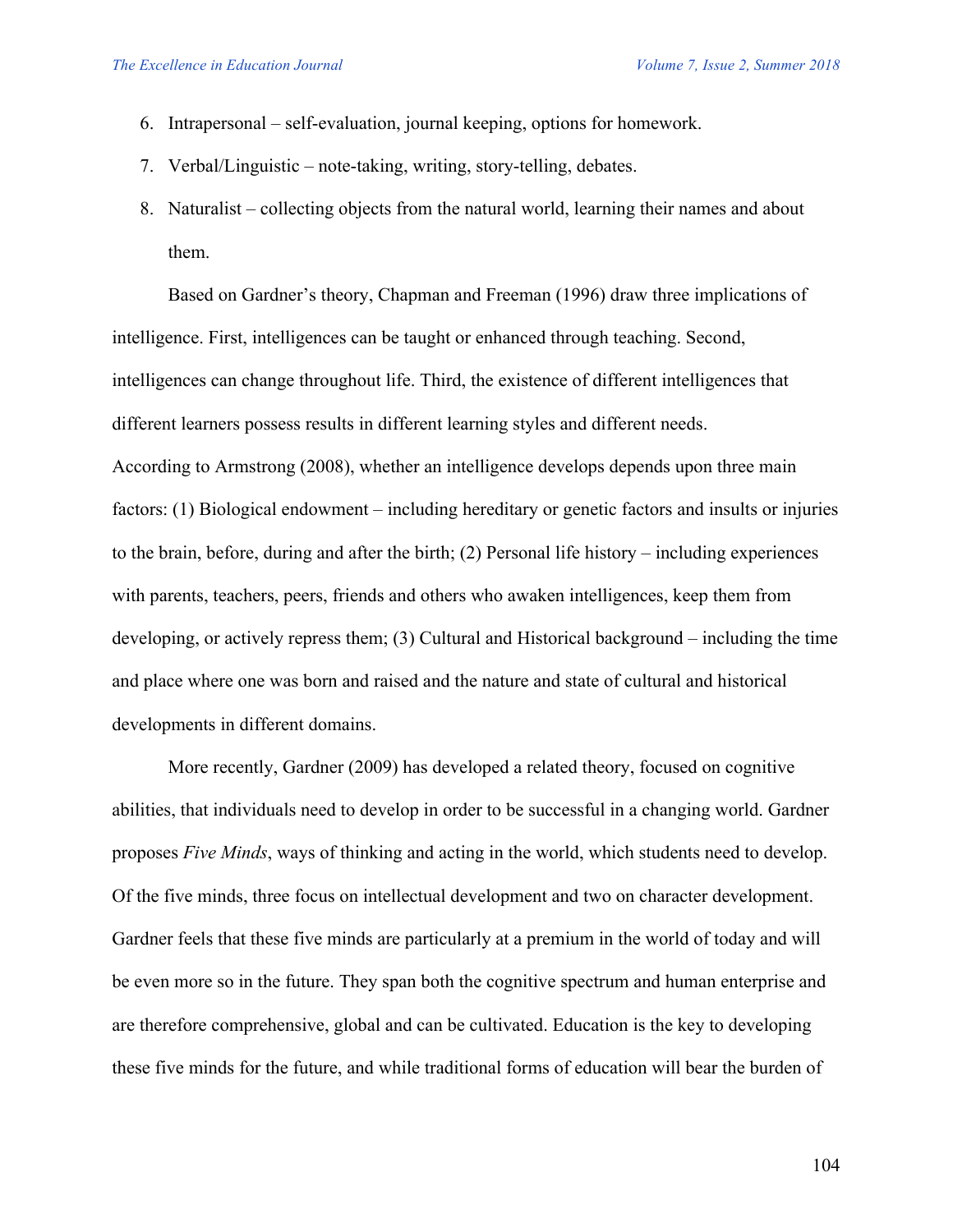6. Intrapersonal – self-evaluation, journal keeping, options for homework.
7. Verbal/Linguistic – note-taking, writing, story-telling, debates.
8. Naturalist – collecting objects from the natural world, learning their names and about them.

Based on Gardner's theory, Chapman and Freeman (1996) draw three implications of intelligence. First, intelligences can be taught or enhanced through teaching. Second, intelligences can change throughout life. Third, the existence of different intelligences that different learners possess results in different learning styles and different needs.

According to Armstrong (2008), whether an intelligence develops depends upon three main factors: (1) Biological endowment – including hereditary or genetic factors and insults or injuries to the brain, before, during and after the birth; (2) Personal life history – including experiences with parents, teachers, peers, friends and others who awaken intelligences, keep them from developing, or actively repress them; (3) Cultural and Historical background – including the time and place where one was born and raised and the nature and state of cultural and historical developments in different domains.

More recently, Gardner (2009) has developed a related theory, focused on cognitive abilities, that individuals need to develop in order to be successful in a changing world. Gardner proposes *Five Minds*, ways of thinking and acting in the world, which students need to develop. Of the five minds, three focus on intellectual development and two on character development. Gardner feels that these five minds are particularly at a premium in the world of today and will be even more so in the future. They span both the cognitive spectrum and human enterprise and are therefore comprehensive, global and can be cultivated. Education is the key to developing these five minds for the future, and while traditional forms of education will bear the burden of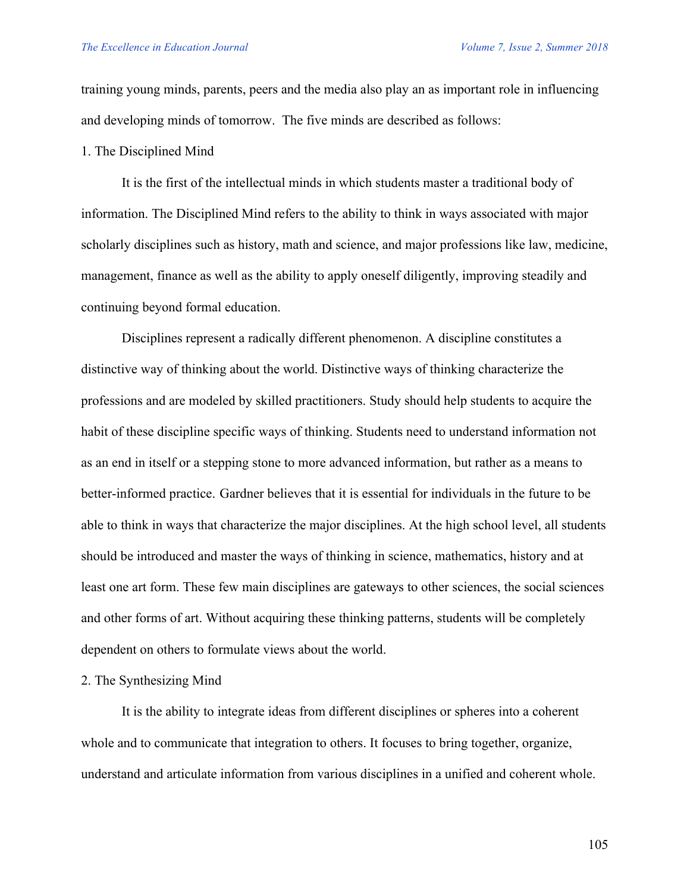training young minds, parents, peers and the media also play an as important role in influencing and developing minds of tomorrow. The five minds are described as follows:

1. The Disciplined Mind

It is the first of the intellectual minds in which students master a traditional body of information. The Disciplined Mind refers to the ability to think in ways associated with major scholarly disciplines such as history, math and science, and major professions like law, medicine, management, finance as well as the ability to apply oneself diligently, improving steadily and continuing beyond formal education.

Disciplines represent a radically different phenomenon. A discipline constitutes a distinctive way of thinking about the world. Distinctive ways of thinking characterize the professions and are modeled by skilled practitioners. Study should help students to acquire the habit of these discipline specific ways of thinking. Students need to understand information not as an end in itself or a stepping stone to more advanced information, but rather as a means to better-informed practice. Gardner believes that it is essential for individuals in the future to be able to think in ways that characterize the major disciplines. At the high school level, all students should be introduced and master the ways of thinking in science, mathematics, history and at least one art form. These few main disciplines are gateways to other sciences, the social sciences and other forms of art. Without acquiring these thinking patterns, students will be completely dependent on others to formulate views about the world.

2. The Synthesizing Mind

It is the ability to integrate ideas from different disciplines or spheres into a coherent whole and to communicate that integration to others. It focuses to bring together, organize, understand and articulate information from various disciplines in a unified and coherent whole.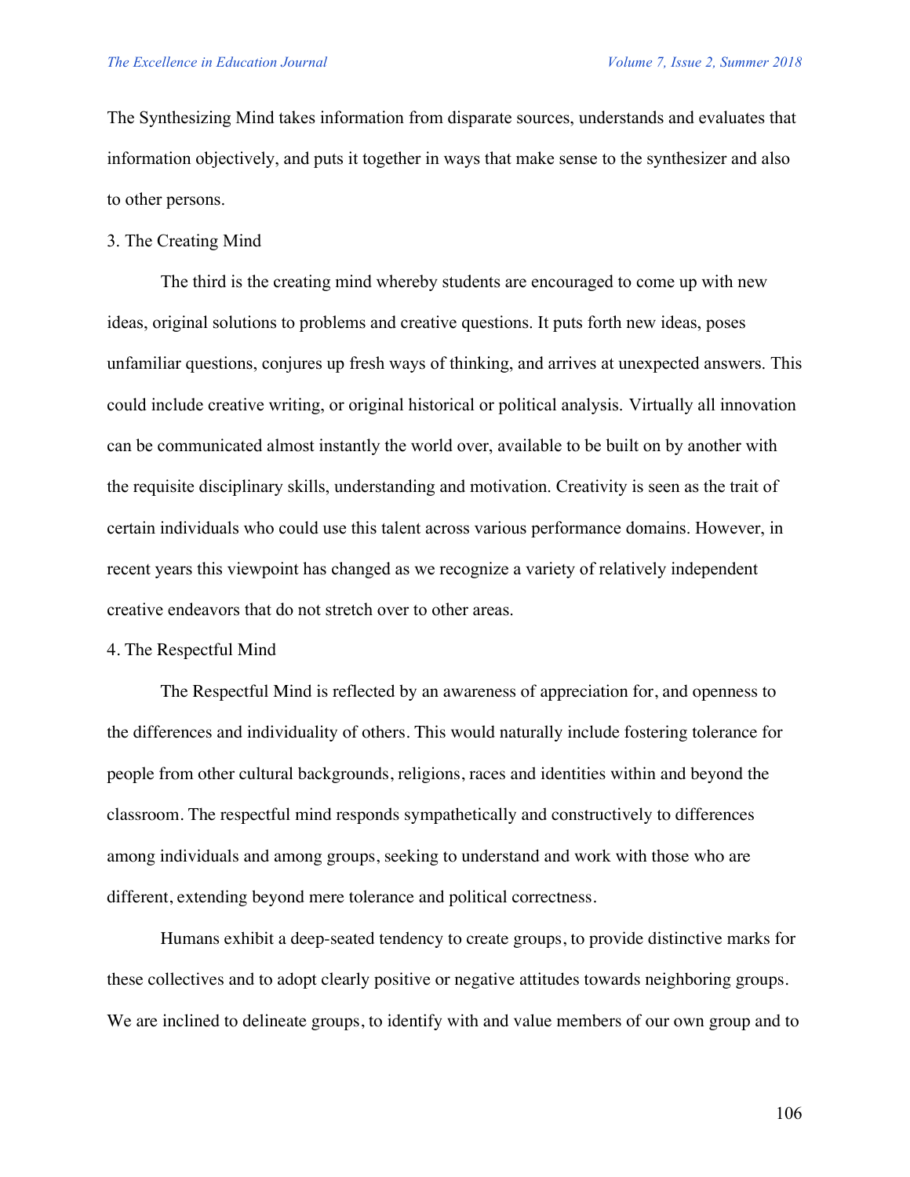The Synthesizing Mind takes information from disparate sources, understands and evaluates that information objectively, and puts it together in ways that make sense to the synthesizer and also to other persons.

3. The Creating Mind

The third is the creating mind whereby students are encouraged to come up with new ideas, original solutions to problems and creative questions. It puts forth new ideas, poses unfamiliar questions, conjures up fresh ways of thinking, and arrives at unexpected answers. This could include creative writing, or original historical or political analysis. Virtually all innovation can be communicated almost instantly the world over, available to be built on by another with the requisite disciplinary skills, understanding and motivation. Creativity is seen as the trait of certain individuals who could use this talent across various performance domains. However, in recent years this viewpoint has changed as we recognize a variety of relatively independent creative endeavors that do not stretch over to other areas.

4. The Respectful Mind

The Respectful Mind is reflected by an awareness of appreciation for, and openness to the differences and individuality of others. This would naturally include fostering tolerance for people from other cultural backgrounds, religions, races and identities within and beyond the classroom. The respectful mind responds sympathetically and constructively to differences among individuals and among groups, seeking to understand and work with those who are different, extending beyond mere tolerance and political correctness.

Humans exhibit a deep-seated tendency to create groups, to provide distinctive marks for these collectives and to adopt clearly positive or negative attitudes towards neighboring groups. We are inclined to delineate groups, to identify with and value members of our own group and to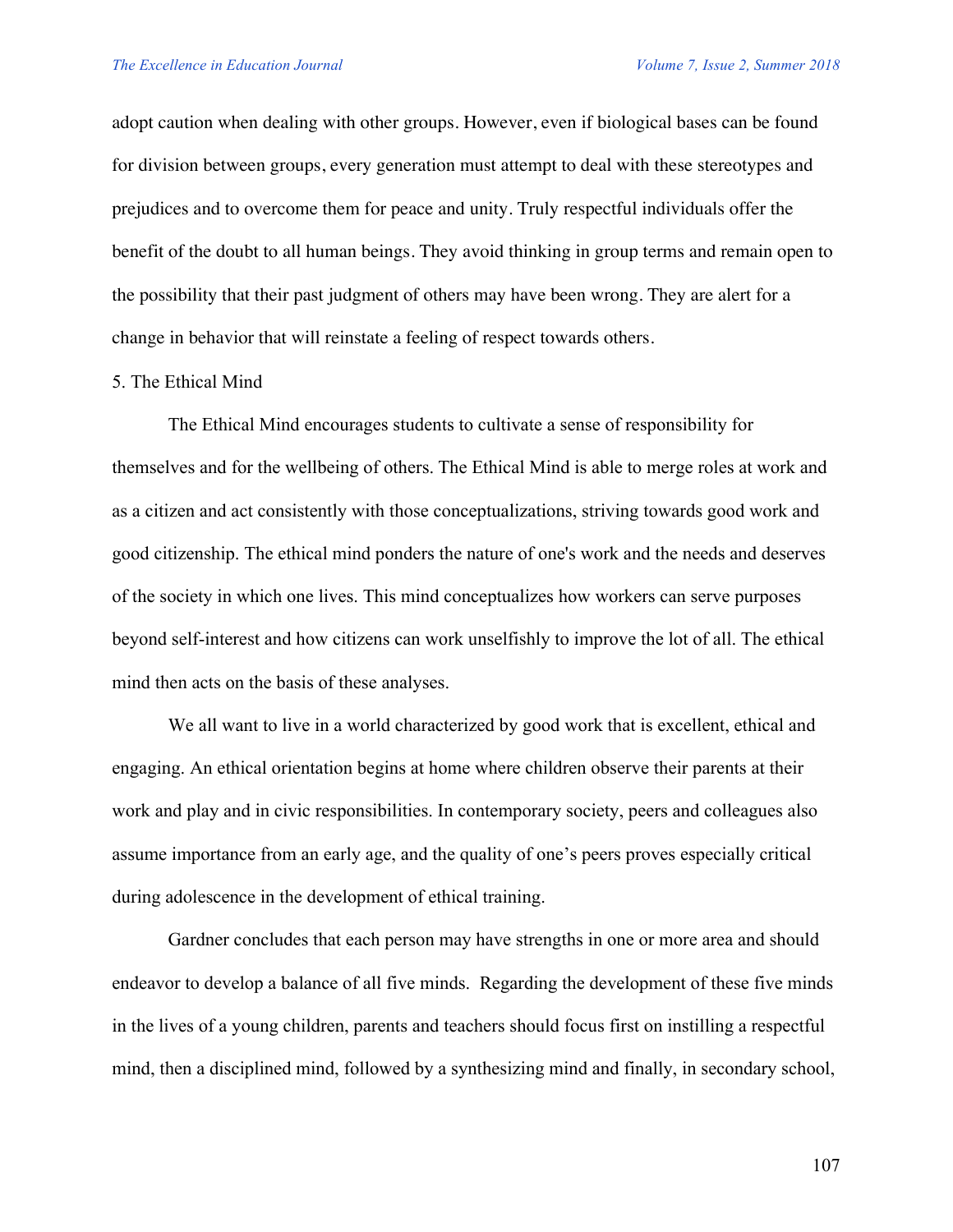adopt caution when dealing with other groups. However, even if biological bases can be found for division between groups, every generation must attempt to deal with these stereotypes and prejudices and to overcome them for peace and unity. Truly respectful individuals offer the benefit of the doubt to all human beings. They avoid thinking in group terms and remain open to the possibility that their past judgment of others may have been wrong. They are alert for a change in behavior that will reinstate a feeling of respect towards others.

5. The Ethical Mind

The Ethical Mind encourages students to cultivate a sense of responsibility for themselves and for the wellbeing of others. The Ethical Mind is able to merge roles at work and as a citizen and act consistently with those conceptualizations, striving towards good work and good citizenship. The ethical mind ponders the nature of one's work and the needs and deserves of the society in which one lives. This mind conceptualizes how workers can serve purposes beyond self-interest and how citizens can work unselfishly to improve the lot of all. The ethical mind then acts on the basis of these analyses.

We all want to live in a world characterized by good work that is excellent, ethical and engaging. An ethical orientation begins at home where children observe their parents at their work and play and in civic responsibilities. In contemporary society, peers and colleagues also assume importance from an early age, and the quality of one's peers proves especially critical during adolescence in the development of ethical training.

Gardner concludes that each person may have strengths in one or more area and should endeavor to develop a balance of all five minds. Regarding the development of these five minds in the lives of a young children, parents and teachers should focus first on instilling a respectful mind, then a disciplined mind, followed by a synthesizing mind and finally, in secondary school,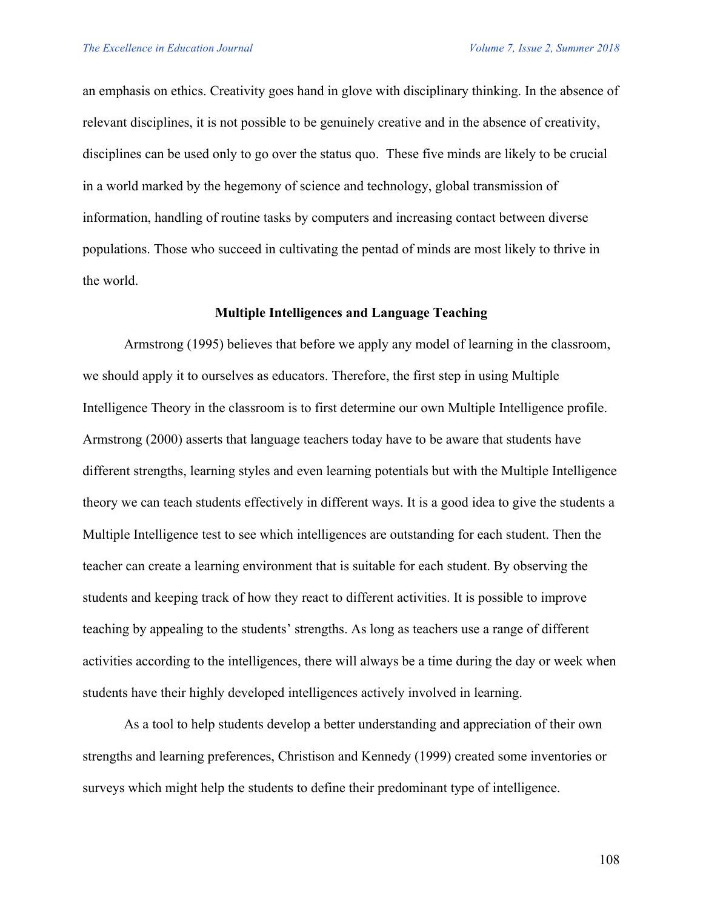an emphasis on ethics. Creativity goes hand in glove with disciplinary thinking. In the absence of relevant disciplines, it is not possible to be genuinely creative and in the absence of creativity, disciplines can be used only to go over the status quo. These five minds are likely to be crucial in a world marked by the hegemony of science and technology, global transmission of information, handling of routine tasks by computers and increasing contact between diverse populations. Those who succeed in cultivating the pentad of minds are most likely to thrive in the world.

## Multiple Intelligences and Language Teaching

Armstrong (1995) believes that before we apply any model of learning in the classroom, we should apply it to ourselves as educators. Therefore, the first step in using Multiple Intelligence Theory in the classroom is to first determine our own Multiple Intelligence profile. Armstrong (2000) asserts that language teachers today have to be aware that students have different strengths, learning styles and even learning potentials but with the Multiple Intelligence theory we can teach students effectively in different ways. It is a good idea to give the students a Multiple Intelligence test to see which intelligences are outstanding for each student. Then the teacher can create a learning environment that is suitable for each student. By observing the students and keeping track of how they react to different activities. It is possible to improve teaching by appealing to the students' strengths. As long as teachers use a range of different activities according to the intelligences, there will always be a time during the day or week when students have their highly developed intelligences actively involved in learning.

As a tool to help students develop a better understanding and appreciation of their own strengths and learning preferences, Christison and Kennedy (1999) created some inventories or surveys which might help the students to define their predominant type of intelligence.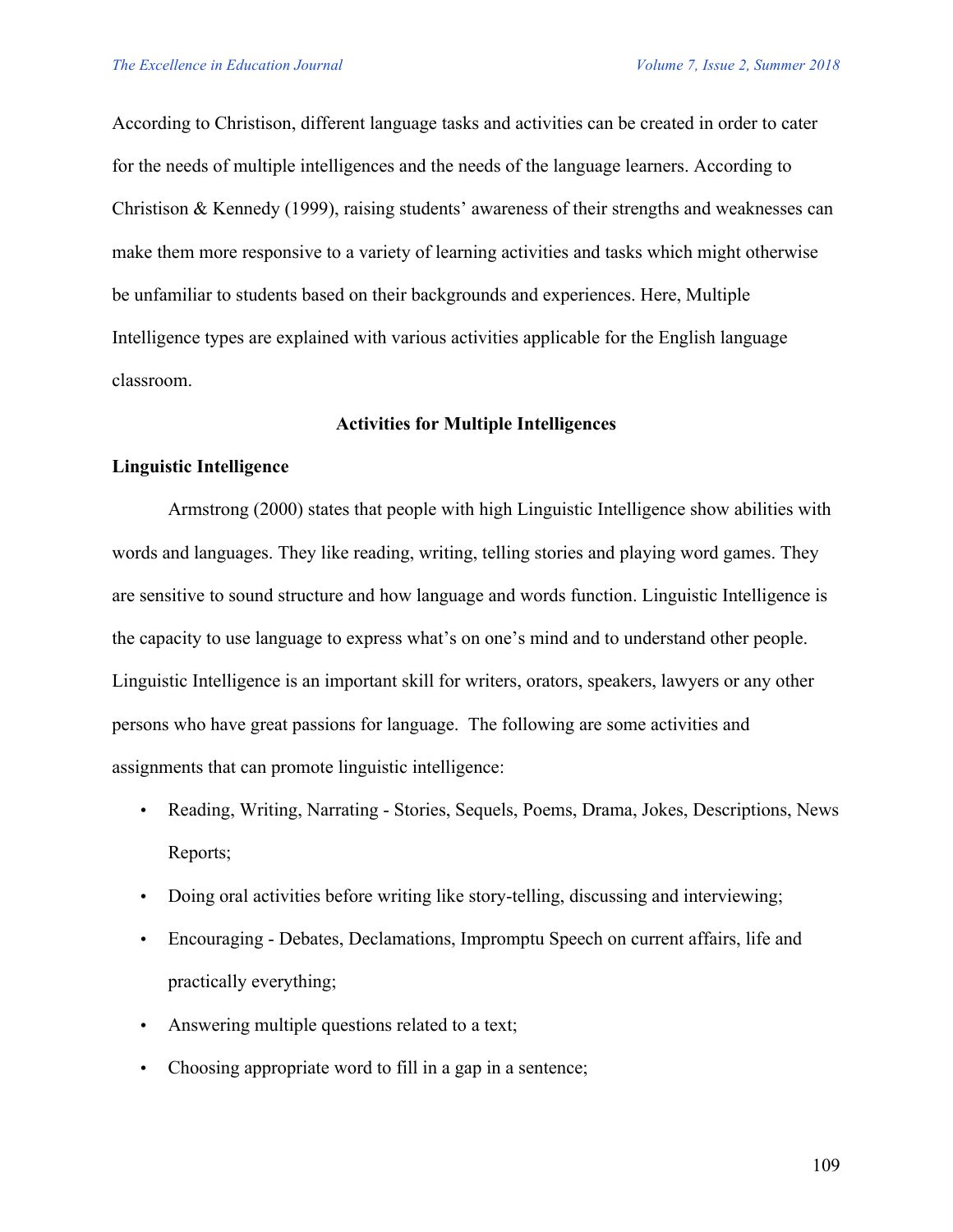According to Christison, different language tasks and activities can be created in order to cater for the needs of multiple intelligences and the needs of the language learners. According to Christison & Kennedy (1999), raising students' awareness of their strengths and weaknesses can make them more responsive to a variety of learning activities and tasks which might otherwise be unfamiliar to students based on their backgrounds and experiences. Here, Multiple Intelligence types are explained with various activities applicable for the English language classroom.

## Activities for Multiple Intelligences

### Linguistic Intelligence

Armstrong (2000) states that people with high Linguistic Intelligence show abilities with words and languages. They like reading, writing, telling stories and playing word games. They are sensitive to sound structure and how language and words function. Linguistic Intelligence is the capacity to use language to express what's on one's mind and to understand other people. Linguistic Intelligence is an important skill for writers, orators, speakers, lawyers or any other persons who have great passions for language. The following are some activities and assignments that can promote linguistic intelligence:

- Reading, Writing, Narrating - Stories, Sequels, Poems, Drama, Jokes, Descriptions, News Reports;
- Doing oral activities before writing like story-telling, discussing and interviewing;
- Encouraging - Debates, Declamations, Impromptu Speech on current affairs, life and practically everything;
- Answering multiple questions related to a text;
- Choosing appropriate word to fill in a gap in a sentence;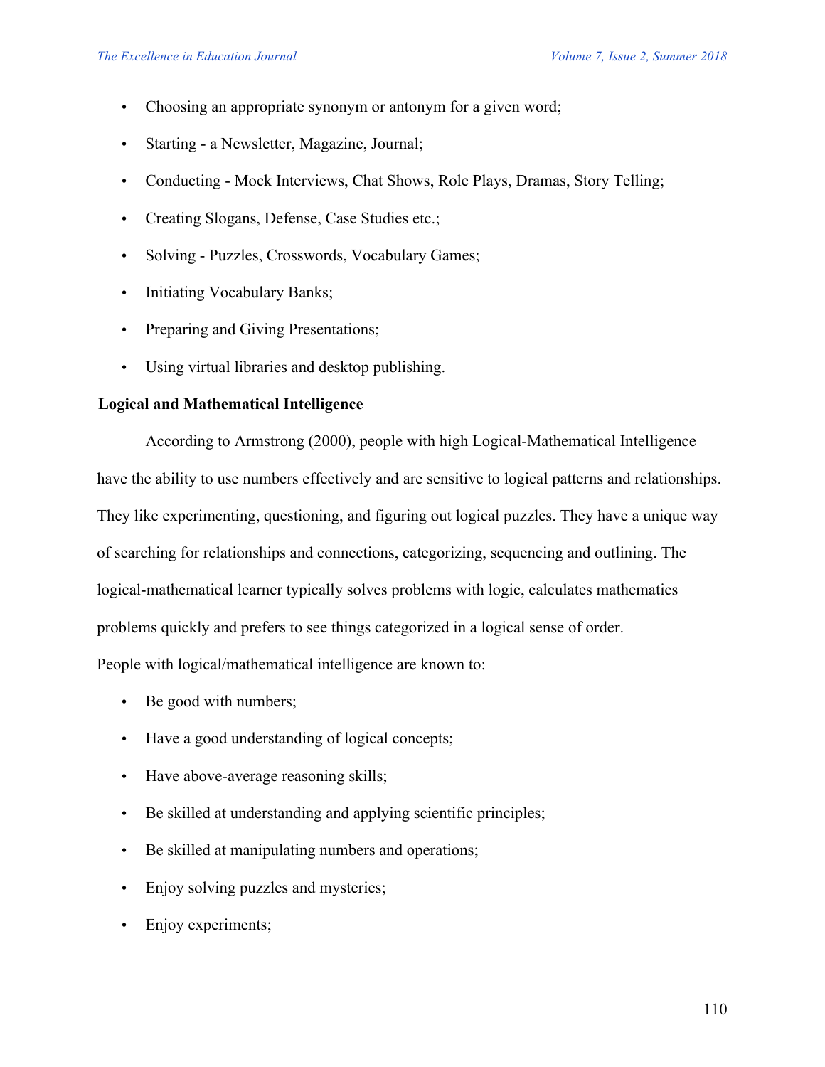- Choosing an appropriate synonym or antonym for a given word;
- Starting - a Newsletter, Magazine, Journal;
- Conducting - Mock Interviews, Chat Shows, Role Plays, Dramas, Story Telling;
- Creating Slogans, Defense, Case Studies etc.;
- Solving - Puzzles, Crosswords, Vocabulary Games;
- Initiating Vocabulary Banks;
- Preparing and Giving Presentations;
- Using virtual libraries and desktop publishing.

**Logical and Mathematical Intelligence**

According to Armstrong (2000), people with high Logical-Mathematical Intelligence have the ability to use numbers effectively and are sensitive to logical patterns and relationships. They like experimenting, questioning, and figuring out logical puzzles. They have a unique way of searching for relationships and connections, categorizing, sequencing and outlining. The logical-mathematical learner typically solves problems with logic, calculates mathematics problems quickly and prefers to see things categorized in a logical sense of order.

People with logical/mathematical intelligence are known to:

- Be good with numbers;
- Have a good understanding of logical concepts;
- Have above-average reasoning skills;
- Be skilled at understanding and applying scientific principles;
- Be skilled at manipulating numbers and operations;
- Enjoy solving puzzles and mysteries;
- Enjoy experiments;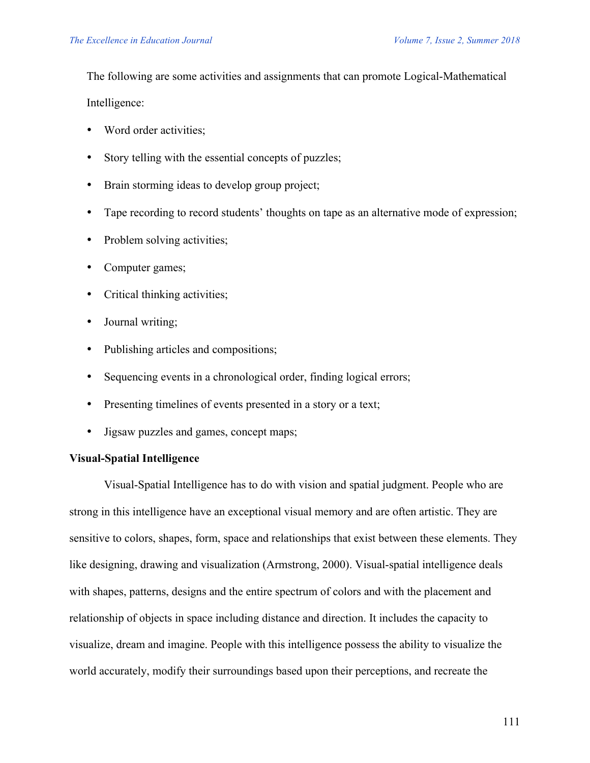The following are some activities and assignments that can promote Logical-Mathematical Intelligence:

- Word order activities;
- Story telling with the essential concepts of puzzles;
- Brain storming ideas to develop group project;
- Tape recording to record students' thoughts on tape as an alternative mode of expression;
- Problem solving activities;
- Computer games;
- Critical thinking activities;
- Journal writing;
- Publishing articles and compositions;
- Sequencing events in a chronological order, finding logical errors;
- Presenting timelines of events presented in a story or a text;
- Jigsaw puzzles and games, concept maps;

**Visual-Spatial Intelligence**

Visual-Spatial Intelligence has to do with vision and spatial judgment. People who are strong in this intelligence have an exceptional visual memory and are often artistic. They are sensitive to colors, shapes, form, space and relationships that exist between these elements. They like designing, drawing and visualization (Armstrong, 2000). Visual-spatial intelligence deals with shapes, patterns, designs and the entire spectrum of colors and with the placement and relationship of objects in space including distance and direction. It includes the capacity to visualize, dream and imagine. People with this intelligence possess the ability to visualize the world accurately, modify their surroundings based upon their perceptions, and recreate the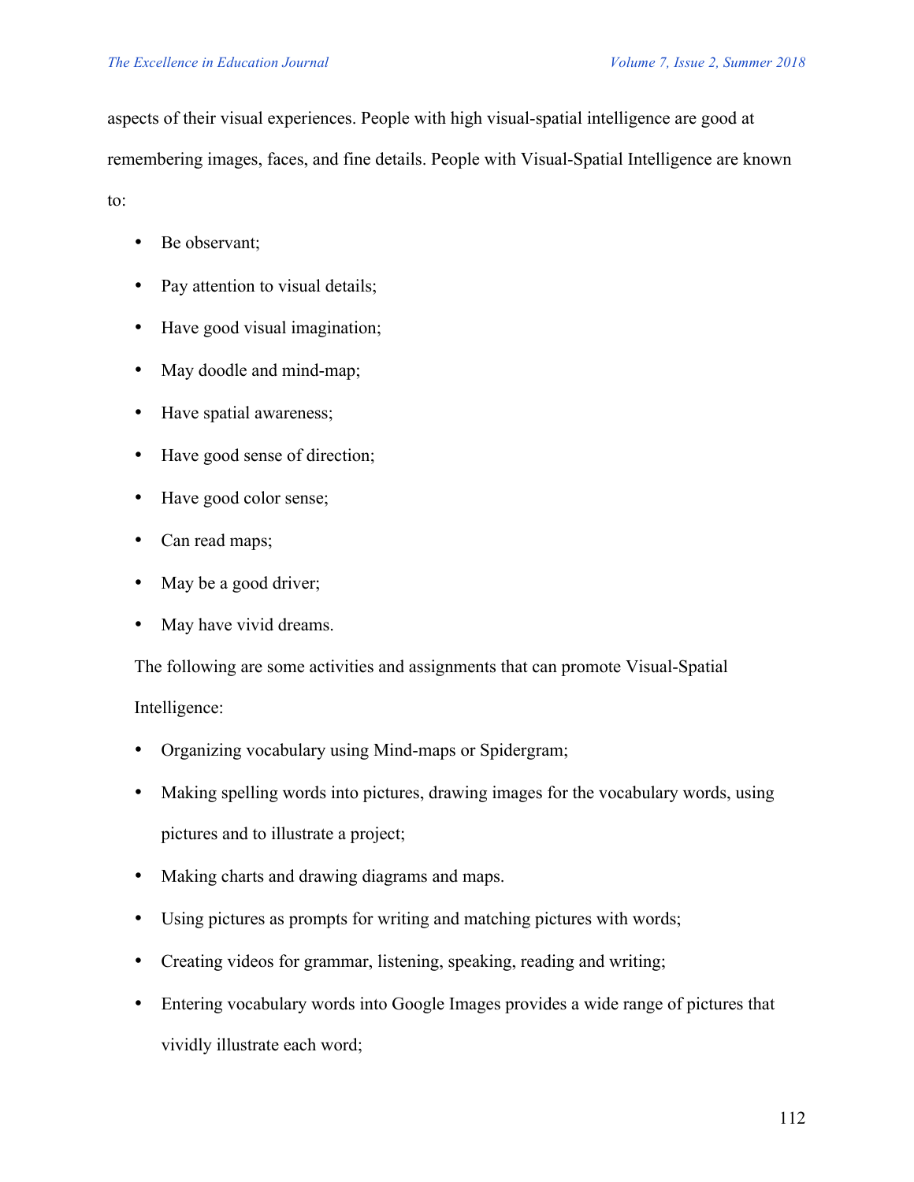aspects of their visual experiences. People with high visual-spatial intelligence are good at remembering images, faces, and fine details. People with Visual-Spatial Intelligence are known to:

- Be observant;
- Pay attention to visual details;
- Have good visual imagination;
- May doodle and mind-map;
- Have spatial awareness;
- Have good sense of direction;
- Have good color sense;
- Can read maps;
- May be a good driver;
- May have vivid dreams.

The following are some activities and assignments that can promote Visual-Spatial Intelligence:

- Organizing vocabulary using Mind-maps or Spidergram;
- Making spelling words into pictures, drawing images for the vocabulary words, using pictures and to illustrate a project;
- Making charts and drawing diagrams and maps.
- Using pictures as prompts for writing and matching pictures with words;
- Creating videos for grammar, listening, speaking, reading and writing;
- Entering vocabulary words into Google Images provides a wide range of pictures that vividly illustrate each word;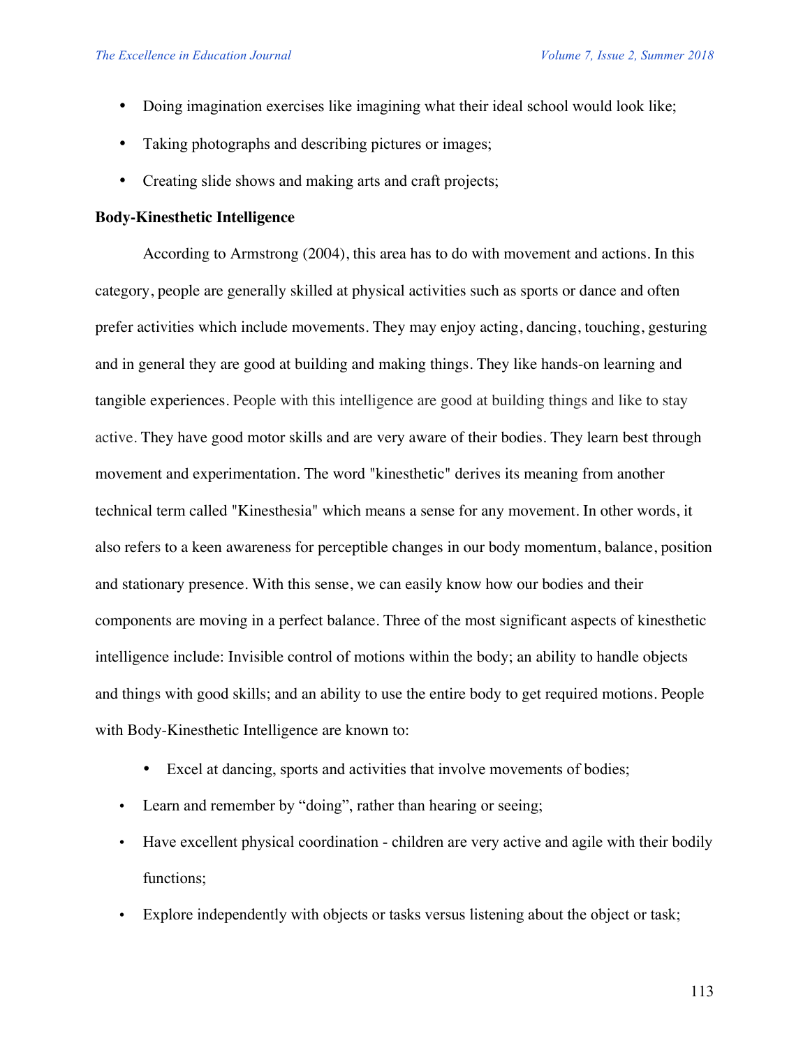- Doing imagination exercises like imagining what their ideal school would look like;
- Taking photographs and describing pictures or images;
- Creating slide shows and making arts and craft projects;

**Body-Kinesthetic Intelligence**

According to Armstrong (2004), this area has to do with movement and actions. In this category, people are generally skilled at physical activities such as sports or dance and often prefer activities which include movements. They may enjoy acting, dancing, touching, gesturing and in general they are good at building and making things. They like hands-on learning and tangible experiences. People with this intelligence are good at building things and like to stay active. They have good motor skills and are very aware of their bodies. They learn best through movement and experimentation. The word "kinesthetic" derives its meaning from another technical term called "Kinesthesia" which means a sense for any movement. In other words, it also refers to a keen awareness for perceptible changes in our body momentum, balance, position and stationary presence. With this sense, we can easily know how our bodies and their components are moving in a perfect balance. Three of the most significant aspects of kinesthetic intelligence include: Invisible control of motions within the body; an ability to handle objects and things with good skills; and an ability to use the entire body to get required motions. People with Body-Kinesthetic Intelligence are known to:

- Excel at dancing, sports and activities that involve movements of bodies;
- Learn and remember by “doing”, rather than hearing or seeing;
- Have excellent physical coordination - children are very active and agile with their bodily functions;
- Explore independently with objects or tasks versus listening about the object or task;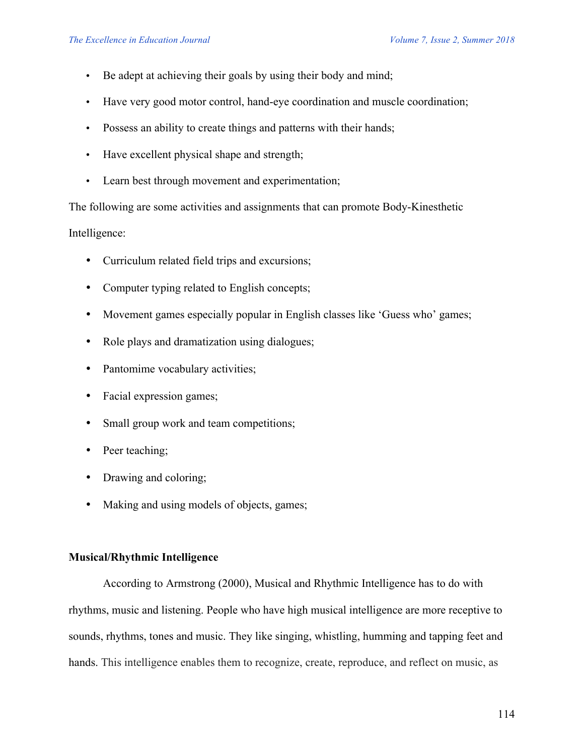- Be adept at achieving their goals by using their body and mind;
- Have very good motor control, hand-eye coordination and muscle coordination;
- Possess an ability to create things and patterns with their hands;
- Have excellent physical shape and strength;
- Learn best through movement and experimentation;

The following are some activities and assignments that can promote Body-Kinesthetic Intelligence:

- Curriculum related field trips and excursions;
- Computer typing related to English concepts;
- Movement games especially popular in English classes like 'Guess who' games;
- Role plays and dramatization using dialogues;
- Pantomime vocabulary activities;
- Facial expression games;
- Small group work and team competitions;
- Peer teaching;
- Drawing and coloring;
- Making and using models of objects, games;

**Musical/Rhythmic Intelligence**

According to Armstrong (2000), Musical and Rhythmic Intelligence has to do with rhythms, music and listening. People who have high musical intelligence are more receptive to sounds, rhythms, tones and music. They like singing, whistling, humming and tapping feet and hands. This intelligence enables them to recognize, create, reproduce, and reflect on music, as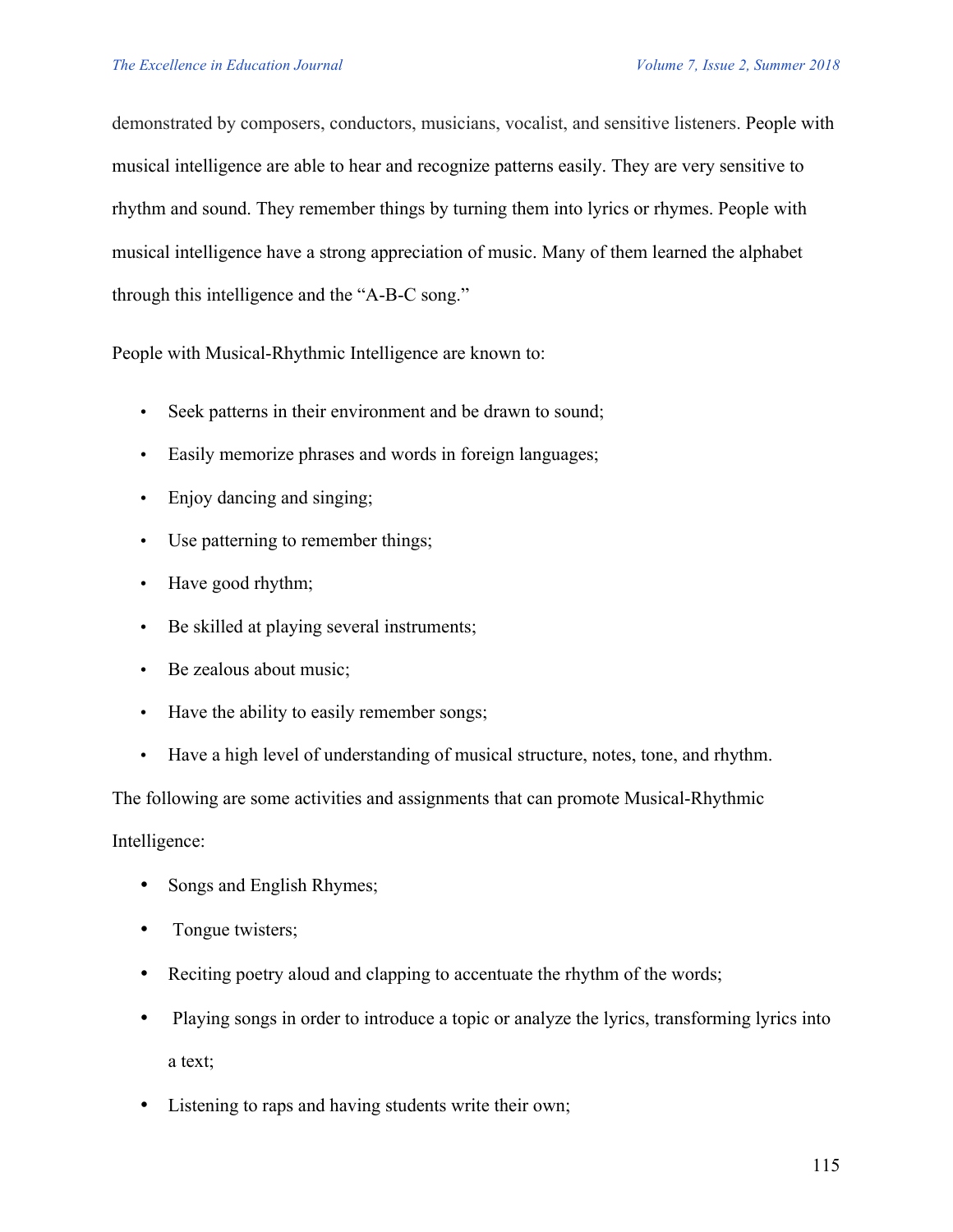demonstrated by composers, conductors, musicians, vocalist, and sensitive listeners. People with musical intelligence are able to hear and recognize patterns easily. They are very sensitive to rhythm and sound. They remember things by turning them into lyrics or rhymes. People with musical intelligence have a strong appreciation of music. Many of them learned the alphabet through this intelligence and the "A-B-C song."

People with Musical-Rhythmic Intelligence are known to:

- Seek patterns in their environment and be drawn to sound;
- Easily memorize phrases and words in foreign languages;
- Enjoy dancing and singing;
- Use patterning to remember things;
- Have good rhythm;
- Be skilled at playing several instruments;
- Be zealous about music;
- Have the ability to easily remember songs;
- Have a high level of understanding of musical structure, notes, tone, and rhythm.

The following are some activities and assignments that can promote Musical-Rhythmic Intelligence:

- Songs and English Rhymes;
- Tongue twisters;
- Reciting poetry aloud and clapping to accentuate the rhythm of the words;
- Playing songs in order to introduce a topic or analyze the lyrics, transforming lyrics into a text;
- Listening to raps and having students write their own;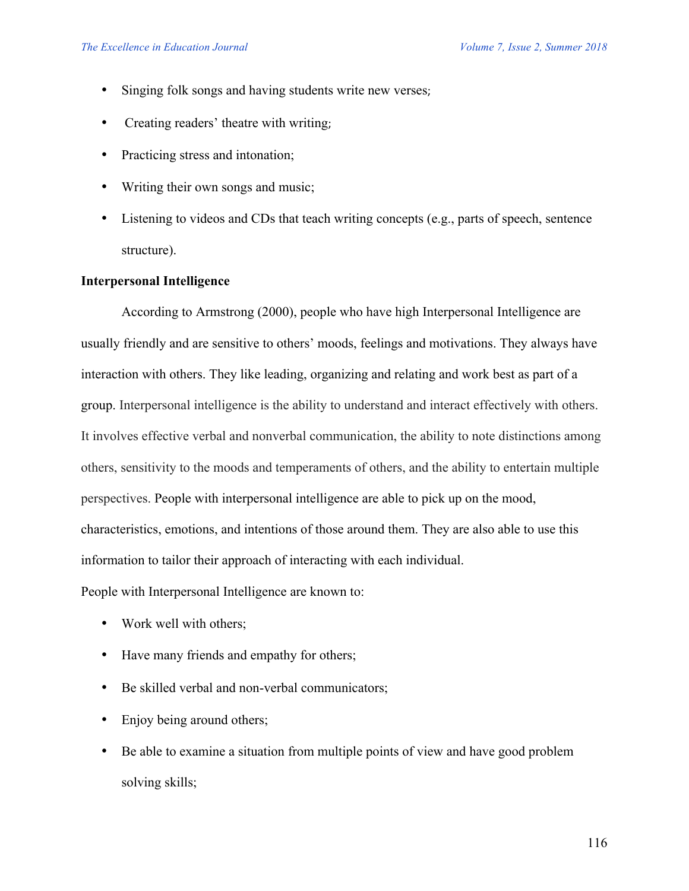- Singing folk songs and having students write new verses;
- Creating readers' theatre with writing;
- Practicing stress and intonation;
- Writing their own songs and music;
- Listening to videos and CDs that teach writing concepts (e.g., parts of speech, sentence structure).

**Interpersonal Intelligence**

According to Armstrong (2000), people who have high Interpersonal Intelligence are usually friendly and are sensitive to others' moods, feelings and motivations. They always have interaction with others. They like leading, organizing and relating and work best as part of a group. Interpersonal intelligence is the ability to understand and interact effectively with others. It involves effective verbal and nonverbal communication, the ability to note distinctions among others, sensitivity to the moods and temperaments of others, and the ability to entertain multiple perspectives. People with interpersonal intelligence are able to pick up on the mood, characteristics, emotions, and intentions of those around them. They are also able to use this information to tailor their approach of interacting with each individual.

People with Interpersonal Intelligence are known to:

- Work well with others;
- Have many friends and empathy for others;
- Be skilled verbal and non-verbal communicators;
- Enjoy being around others;
- Be able to examine a situation from multiple points of view and have good problem solving skills;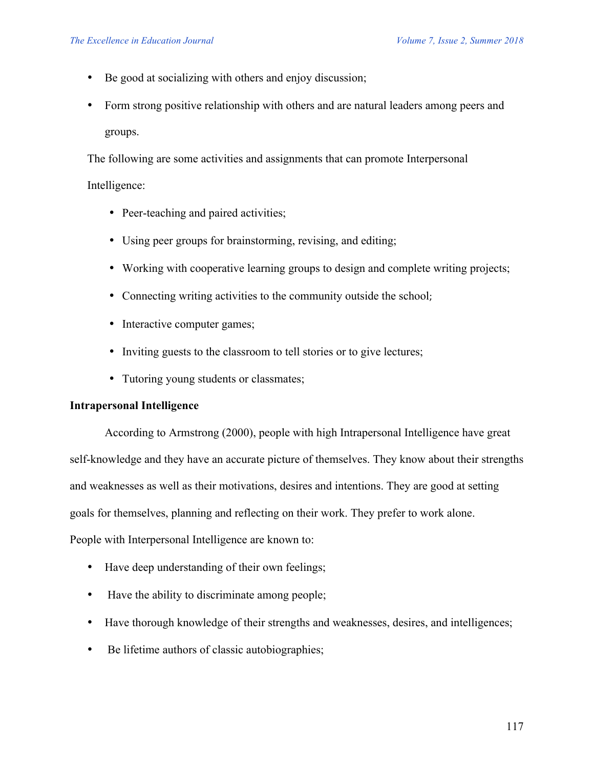- Be good at socializing with others and enjoy discussion;
- Form strong positive relationship with others and are natural leaders among peers and groups.

The following are some activities and assignments that can promote Interpersonal Intelligence:

- Peer-teaching and paired activities;
- Using peer groups for brainstorming, revising, and editing;
- Working with cooperative learning groups to design and complete writing projects;
- Connecting writing activities to the community outside the school;
- Interactive computer games;
- Inviting guests to the classroom to tell stories or to give lectures;
- Tutoring young students or classmates;

**Intrapersonal Intelligence**

According to Armstrong (2000), people with high Intrapersonal Intelligence have great self-knowledge and they have an accurate picture of themselves. They know about their strengths and weaknesses as well as their motivations, desires and intentions. They are good at setting goals for themselves, planning and reflecting on their work. They prefer to work alone.

People with Interpersonal Intelligence are known to:

- Have deep understanding of their own feelings;
- Have the ability to discriminate among people;
- Have thorough knowledge of their strengths and weaknesses, desires, and intelligences;
- Be lifetime authors of classic autobiographies;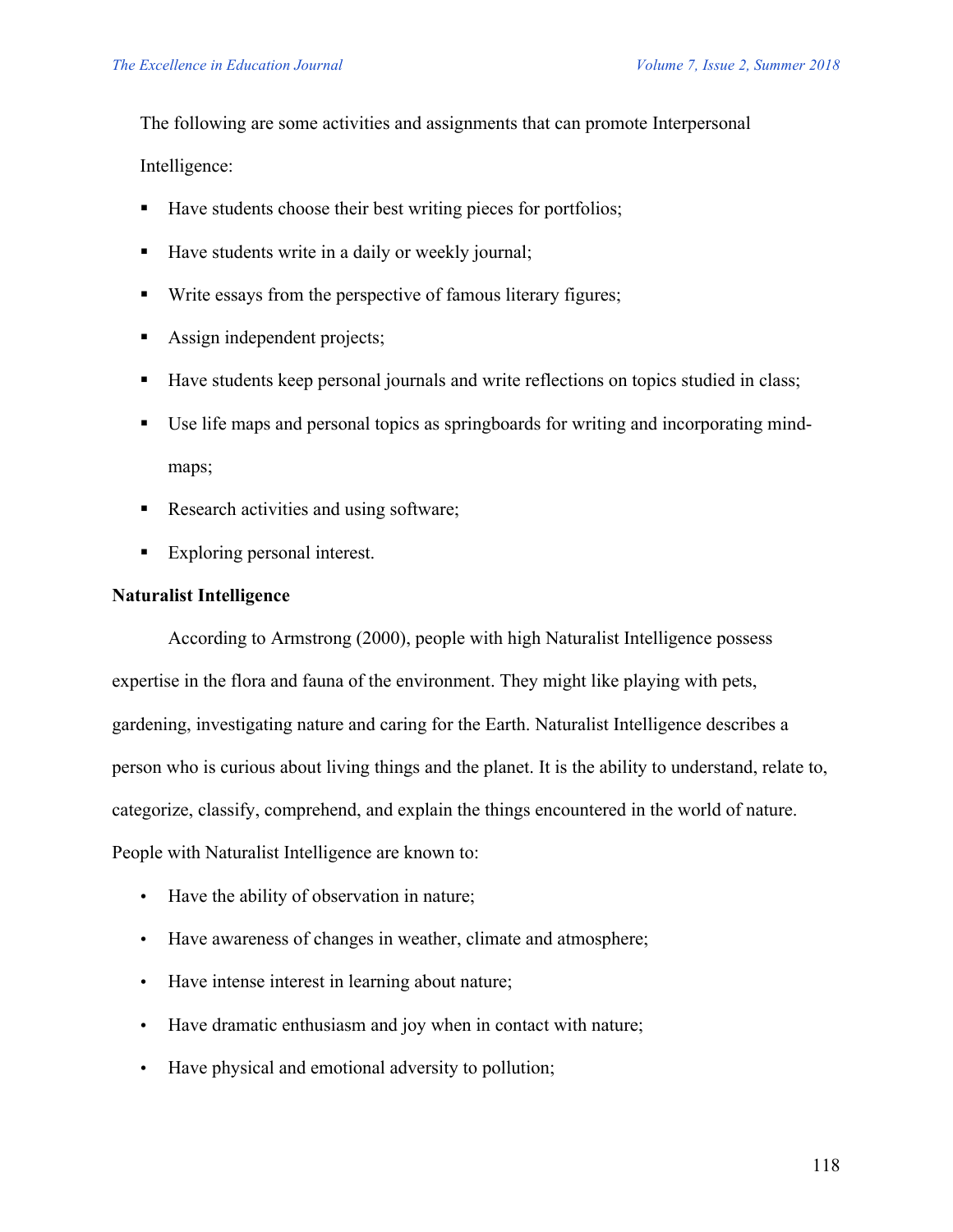The following are some activities and assignments that can promote Interpersonal Intelligence:

- Have students choose their best writing pieces for portfolios;
- Have students write in a daily or weekly journal;
- Write essays from the perspective of famous literary figures;
- Assign independent projects;
- Have students keep personal journals and write reflections on topics studied in class;
- Use life maps and personal topics as springboards for writing and incorporating mind-maps;
- Research activities and using software;
- Exploring personal interest.

**Naturalist Intelligence**

According to Armstrong (2000), people with high Naturalist Intelligence possess expertise in the flora and fauna of the environment. They might like playing with pets, gardening, investigating nature and caring for the Earth. Naturalist Intelligence describes a person who is curious about living things and the planet. It is the ability to understand, relate to, categorize, classify, comprehend, and explain the things encountered in the world of nature. People with Naturalist Intelligence are known to:

- Have the ability of observation in nature;
- Have awareness of changes in weather, climate and atmosphere;
- Have intense interest in learning about nature;
- Have dramatic enthusiasm and joy when in contact with nature;
- Have physical and emotional adversity to pollution;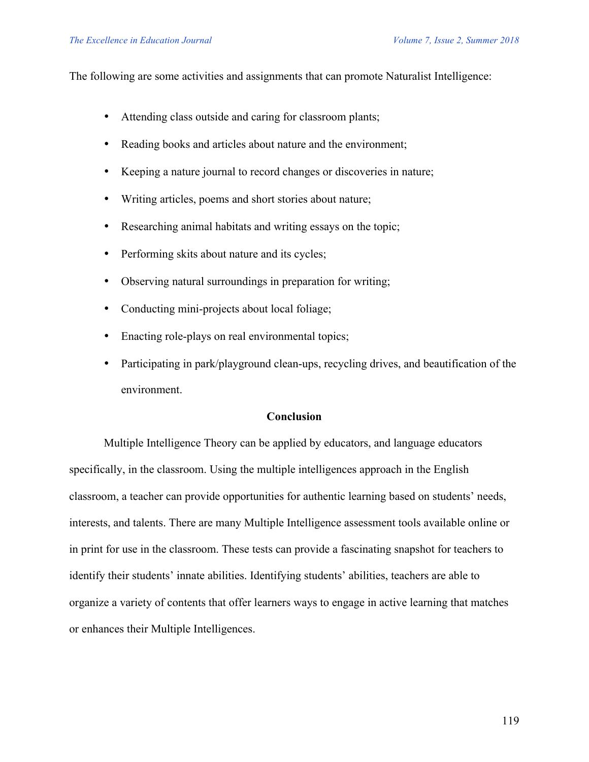The following are some activities and assignments that can promote Naturalist Intelligence:

- Attending class outside and caring for classroom plants;
- Reading books and articles about nature and the environment;
- Keeping a nature journal to record changes or discoveries in nature;
- Writing articles, poems and short stories about nature;
- Researching animal habitats and writing essays on the topic;
- Performing skits about nature and its cycles;
- Observing natural surroundings in preparation for writing;
- Conducting mini-projects about local foliage;
- Enacting role-plays on real environmental topics;
- Participating in park/playground clean-ups, recycling drives, and beautification of the environment.

## Conclusion

Multiple Intelligence Theory can be applied by educators, and language educators specifically, in the classroom. Using the multiple intelligences approach in the English classroom, a teacher can provide opportunities for authentic learning based on students' needs, interests, and talents. There are many Multiple Intelligence assessment tools available online or in print for use in the classroom. These tests can provide a fascinating snapshot for teachers to identify their students' innate abilities. Identifying students' abilities, teachers are able to organize a variety of contents that offer learners ways to engage in active learning that matches or enhances their Multiple Intelligences.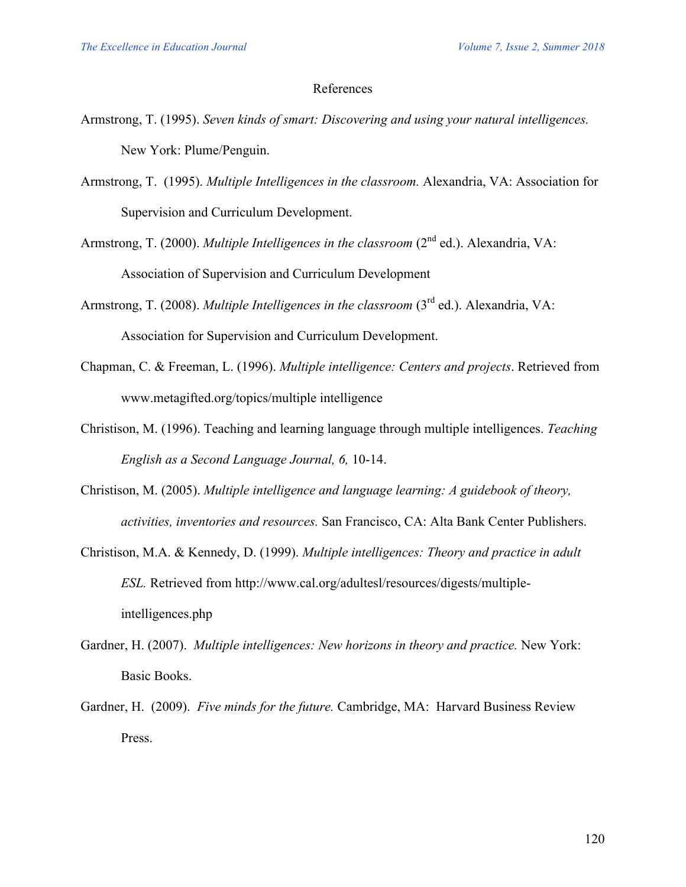# References

Armstrong, T. (1995). *Seven kinds of smart: Discovering and using your natural intelligences.* New York: Plume/Penguin.

Armstrong, T. (1995). *Multiple Intelligences in the classroom.* Alexandria, VA: Association for Supervision and Curriculum Development.

Armstrong, T. (2000). *Multiple Intelligences in the classroom* (2nd ed.). Alexandria, VA: Association of Supervision and Curriculum Development

Armstrong, T. (2008). *Multiple Intelligences in the classroom* (3rd ed.). Alexandria, VA: Association for Supervision and Curriculum Development.

Chapman, C. & Freeman, L. (1996). *Multiple intelligence: Centers and projects*. Retrieved from www.metagifted.org/topics/multiple intelligence

Christison, M. (1996). Teaching and learning language through multiple intelligences. *Teaching English as a Second Language Journal, 6,* 10-14.

Christison, M. (2005). *Multiple intelligence and language learning: A guidebook of theory, activities, inventories and resources.* San Francisco, CA: Alta Bank Center Publishers.

Christison, M.A. & Kennedy, D. (1999). *Multiple intelligences: Theory and practice in adult ESL.* Retrieved from http://www.cal.org/adultesl/resources/digests/multiple-intelligences.php

Gardner, H. (2007). *Multiple intelligences: New horizons in theory and practice.* New York: Basic Books.

Gardner, H. (2009). *Five minds for the future.* Cambridge, MA: Harvard Business Review Press.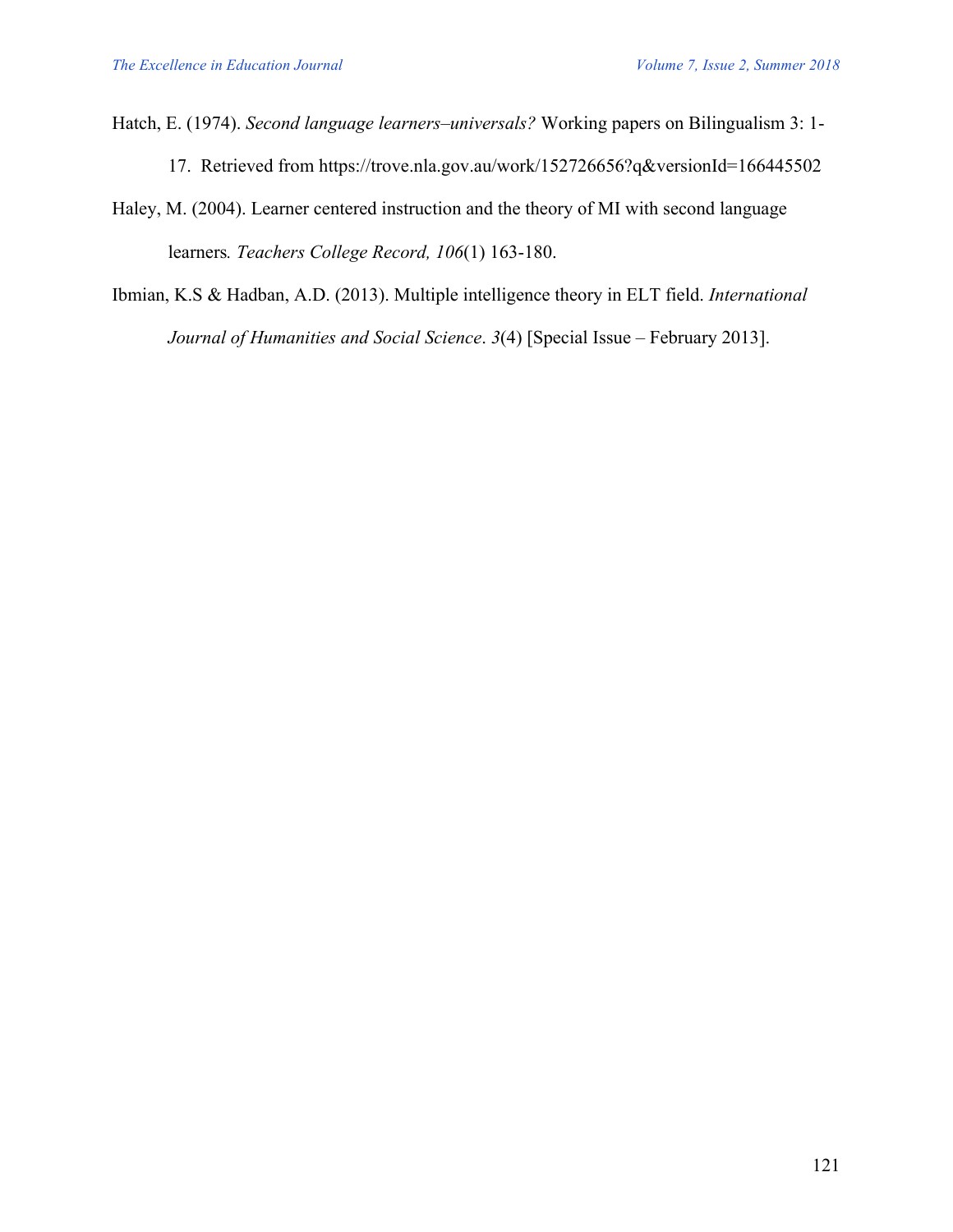Hatch, E. (1974). *Second language learners–universals?* Working papers on Bilingualism 3: 1-17. Retrieved from https://trove.nla.gov.au/work/152726656?q&versionId=166445502

Haley, M. (2004). Learner centered instruction and the theory of MI with second language learners*.* *Teachers College Record, 106*(1) 163-180.

Ibmian, K.S & Hadban, A.D. (2013). Multiple intelligence theory in ELT field. *International Journal of Humanities and Social Science*. *3*(4) [Special Issue – February 2013].